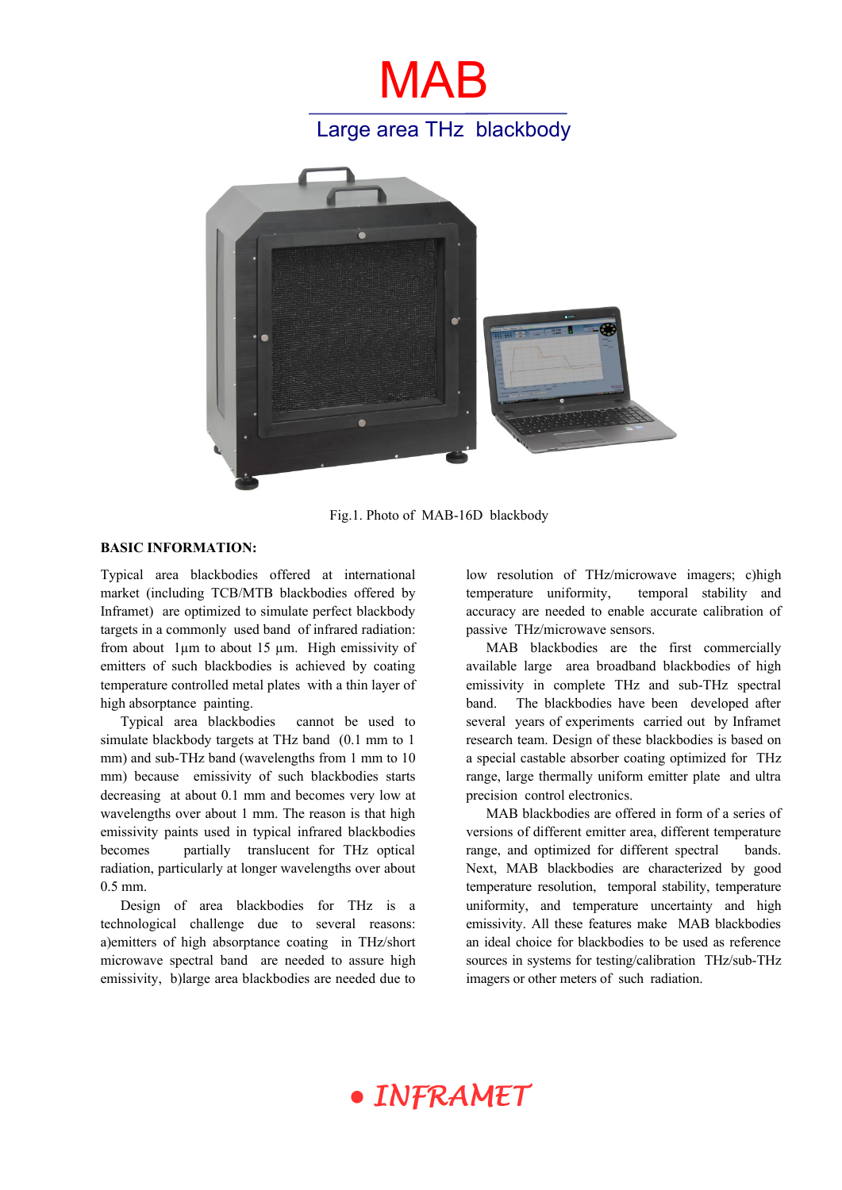# MAB

## Large area THz blackbody

Fig.1. Photo of MAB-16D blackbody

**BASIC INFORMATION:**

Typical area blackbodies offered at international market (including TCB/MTB blackbodies offered by Inframet) are optimized to simulate perfect blackbody targets in a commonly used band of infrared radiation: from about 1µm to about 15 µm. High emissivity of emitters of such blackbodies is achieved by coating temperature controlled metal plates with a thin layer of high absorptance painting.

Typical area blackbodies cannot be used to simulate blackbody targets at THz band (0.1 mm to 1 mm) and sub-THz band (wavelengths from 1 mm to 10 mm) because emissivity of such blackbodies starts decreasing at about 0.1 mm and becomes very low at wavelengths over about 1 mm. The reason is that high emissivity paints used in typical infrared blackbodies becomes partially translucent for THz optical radiation, particularly at longer wavelengths over about 0.5 mm.

Design of area blackbodies for THz is a technological challenge due to several reasons: a)emitters of high absorptance coating in THz/short microwave spectral band are needed to assure high emissivity, b)large area blackbodies are needed due to low resolution of THz/microwave imagers; c)high temperature uniformity, temporal stability and accuracy are needed to enable accurate calibration of passive THz/microwave sensors.

MAB blackbodies are the first commercially available large area broadband blackbodies of high emissivity in complete THz and sub-THz spectral band. The blackbodies have been developed after several years of experiments carried out by Inframet research team. Design of these blackbodies is based on a special castable absorber coating optimized for THz range, large thermally uniform emitter plate and ultra precision control electronics.

MAB blackbodies are offered in form of a series of versions of different emitter area, different temperature range, and optimized for different spectral bands. Next, MAB blackbodies are charactezized by good temperature resolution, temporal stability, temperature uniformity, and temperature uncertainty and high emissivity. All these features make MAB blackbodies an ideal choice for blackbodies to be used as reference sources in systems for testing/calibration THz/sub-THz imagers or other meters of such radiation.

INFRAMET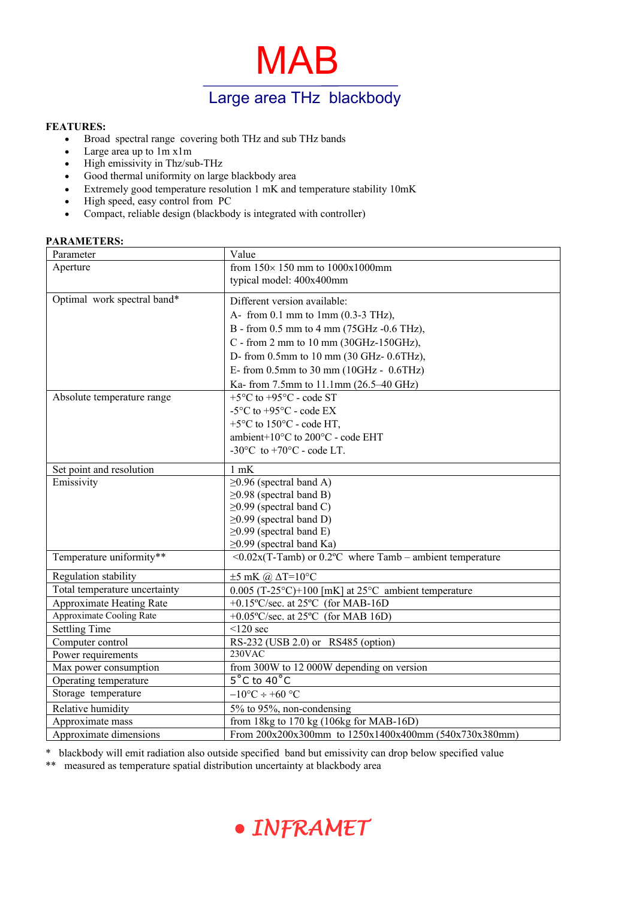# MAB

## Large area THz blackbody

**FEATURES:**

- Broad spectral range covering both THz and sub THz bands
- Large area up to 1m x1m
- High emissivity in Thz/sub-THz
- Good thermal uniformity on large blackbody area
- Extremely good temperature resolution 1 mK and temperature stability 10mK
- High speed, easy control from PC
- Compact, reliable design (blackbody is integrated with controller)

**PARAMETERS:**

| Parameter | Value |
|---|---|
| Aperture | from 150× 150 mm to 1000x1000mm<br>typical model: 400x400mm |
| Optimal work spectral band* | Different version available:<br>A- from 0.1 mm to 1mm (0.3-3 THz),<br>B - from 0.5 mm to 4 mm (75GHz -0.6 THz),<br>C - from 2 mm to 10 mm (30GHz-150GHz),<br>D- from 0.5mm to 10 mm (30 GHz- 0.6THz),<br>E- from 0.5mm to 30 mm (10GHz - 0.6THz)<br>Ka- from 7.5mm to 11.1mm (26.5–40 GHz) |
| Absolute temperature range | +5°C to +95°C - code ST<br>-5°C to +95°C - code EX<br>+5°C to 150°C - code HT,<br>ambient+10°C to 200°C - code EHT<br>-30°C to +70°C - code LT. |
| Set point and resolution | 1 mK |
| Emissivity | ≥0.96 (spectral band A)<br>≥0.98 (spectral band B)<br>≥0.99 (spectral band C)<br>≥0.99 (spectral band D)<br>≥0.99 (spectral band E)<br>≥0.99 (spectral band Ka) |
| Temperature uniformity** | <0.02x(T-Tamb) or 0.2°C where Tamb – ambient temperature |
| Regulation stability | ±5 mK @ ΔT=10°C |
| Total temperature uncertainty | 0.005 (T-25°C)+100 [mK] at 25°C ambient temperature |
| Approximate Heating Rate | +0.15ºC/sec. at 25ºC (for MAB-16D |
| Approximate Cooling Rate | +0.05ºC/sec. at 25ºC (for MAB 16D) |
| Settling Time | <120 sec |
| Computer control | RS-232 (USB 2.0) or RS485 (option) |
| Power requirements | 230VAC |
| Max power consumption | from 300W to 12 000W depending on version |
| Operating temperature | 5°C to 40°C |
| Storage temperature | −10°C ÷ +60 °C |
| Relative humidity | 5% to 95%, non-condensing |
| Approximate mass | from 18kg to 170 kg (106kg for MAB-16D) |
| Approximate dimensions | From 200x200x300mm to 1250x1400x400mm (540x730x380mm) |

\* blackbody will emit radiation also outside specified band but emissivity can drop below specified value

\*\* measured as temperature spatial distribution uncertainty at blackbody area

INFRAMET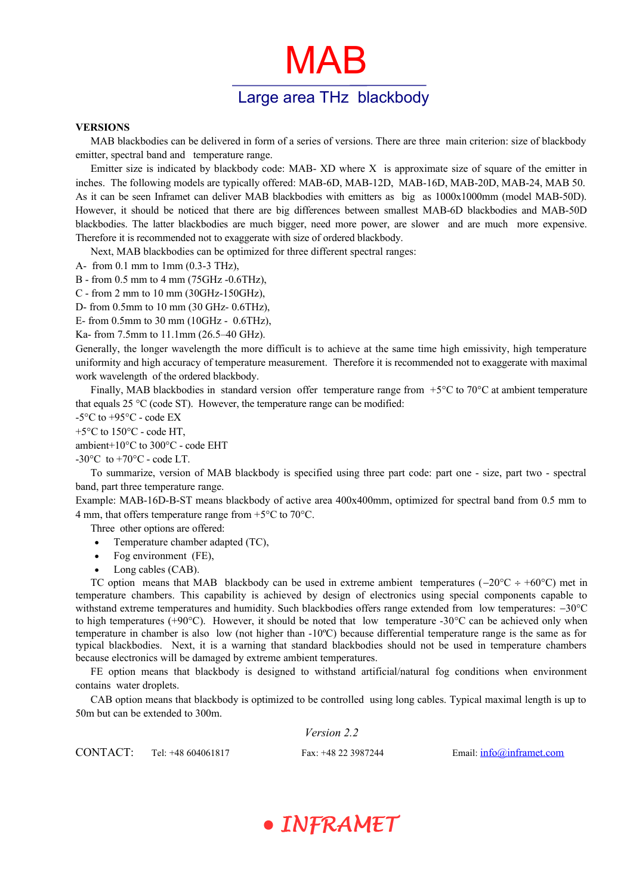# MAB

## Large area THz blackbody

**VERSIONS**

MAB blackbodies can be delivered in form of a series of versions. There are three main criterion: size of blackbody emitter, spectral band and temperature range.

Emitter size is indicated by blackbody code: MAB- XD where X is approximate size of square of the emitter in inches. The following models are typically offered: MAB-6D, MAB-12D, MAB-16D, MAB-20D, MAB-24, MAB 50. As it can be seen Inframet can deliver MAB blackbodies with emitters as big as 1000x1000mm (model MAB-50D). However, it should be noticed that there are big differences between smallest MAB-6D blackbodies and MAB-50D blackbodies. The latter blackbodies are much bigger, need more power, are slower and are much more expensive. Therefore it is recommended not to exaggerate with size of ordered blackbody.

Next, MAB blackbodies can be optimized for three different spectral ranges:

A- from 0.1 mm to 1mm (0.3-3 THz),  
B - from 0.5 mm to 4 mm (75GHz -0.6THz),  
C - from 2 mm to 10 mm (30GHz-150GHz),  
D- from 0.5mm to 10 mm (30 GHz- 0.6THz),  
E- from 0.5mm to 30 mm (10GHz - 0.6THz),  
Ka- from 7.5mm to 11.1mm (26.5–40 GHz).

Generally, the longer wavelength the more difficult is to achieve at the same time high emissivity, high temperature uniformity and high accuracy of temperature measurement. Therefore it is recommended not to exaggerate with maximal work wavelength of the ordered blackbody.

Finally, MAB blackbodies in standard version offer temperature range from +5°C to 70°C at ambient temperature that equals 25 °C (code ST). However, the temperature range can be modified:

-5°C to +95°C - code EX  
+5°C to 150°C - code HT,  
ambient+10°C to 300°C - code EHT  
-30°C to +70°C - code LT.

To summarize, version of MAB blackbody is specified using three part code: part one - size, part two - spectral band, part three temperature range.

Example: MAB-16D-B-ST means blackbody of active area 400x400mm, optimized for spectral band from 0.5 mm to 4 mm, that offers temperature range from +5°C to 70°C.

Three other options are offered:

- Temperature chamber adapted (TC),
- Fog environment (FE),
- Long cables (CAB).

TC option means that MAB blackbody can be used in extreme ambient temperatures (–20°C ÷ +60°C) met in temperature chambers. This capability is achieved by design of electronics using special components capable to withstand extreme temperatures and humidity. Such blackbodies offers range extended from low temperatures: –30°C to high temperatures (+90°C). However, it should be noted that low temperature -30°C can be achieved only when temperature in chamber is also low (not higher than -10ºC) because differential temperature range is the same as for typical blackbodies. Next, it is a warning that standard blackbodies should not be used in temperature chambers because electronics will be damaged by extreme ambient temperatures.

FE option means that blackbody is designed to withstand artificial/natural fog conditions when environment contains water droplets.

CAB option means that blackbody is optimized to be controlled using long cables. Typical maximal length is up to 50m but can be extended to 300m.

*Version 2.2*

CONTACT: Tel: +48 604061817 Fax: +48 22 3987244 Email: info@inframet.com

INFRAMET